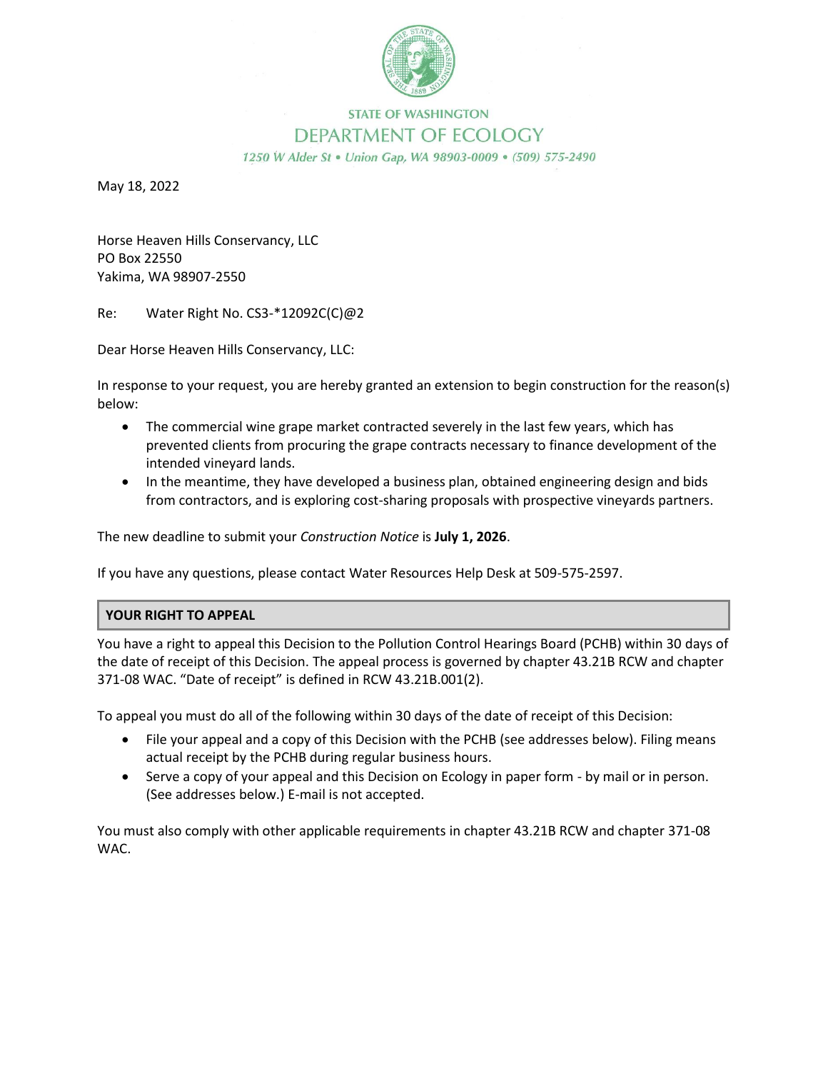STATE OF WASHINGTON

DEPARTMENT OF ECOLOGY

*1250 W Alder St • Union Gap, WA 98903-0009 • (509) 575-2490*

May 18, 2022

Horse Heaven Hills Conservancy, LLC
PO Box 22550
Yakima, WA 98907-2550

Re: Water Right No. CS3-*12092C(C)@2

Dear Horse Heaven Hills Conservancy, LLC:

In response to your request, you are hereby granted an extension to begin construction for the reason(s) below:

- The commercial wine grape market contracted severely in the last few years, which has prevented clients from procuring the grape contracts necessary to finance development of the intended vineyard lands.
- In the meantime, they have developed a business plan, obtained engineering design and bids from contractors, and is exploring cost-sharing proposals with prospective vineyards partners.

The new deadline to submit your *Construction Notice* is **July 1, 2026**.

If you have any questions, please contact Water Resources Help Desk at 509-575-2597.

## YOUR RIGHT TO APPEAL

You have a right to appeal this Decision to the Pollution Control Hearings Board (PCHB) within 30 days of the date of receipt of this Decision. The appeal process is governed by chapter 43.21B RCW and chapter 371-08 WAC. "Date of receipt" is defined in RCW 43.21B.001(2).

To appeal you must do all of the following within 30 days of the date of receipt of this Decision:

- File your appeal and a copy of this Decision with the PCHB (see addresses below). Filing means actual receipt by the PCHB during regular business hours.
- Serve a copy of your appeal and this Decision on Ecology in paper form - by mail or in person. (See addresses below.) E-mail is not accepted.

You must also comply with other applicable requirements in chapter 43.21B RCW and chapter 371-08 WAC.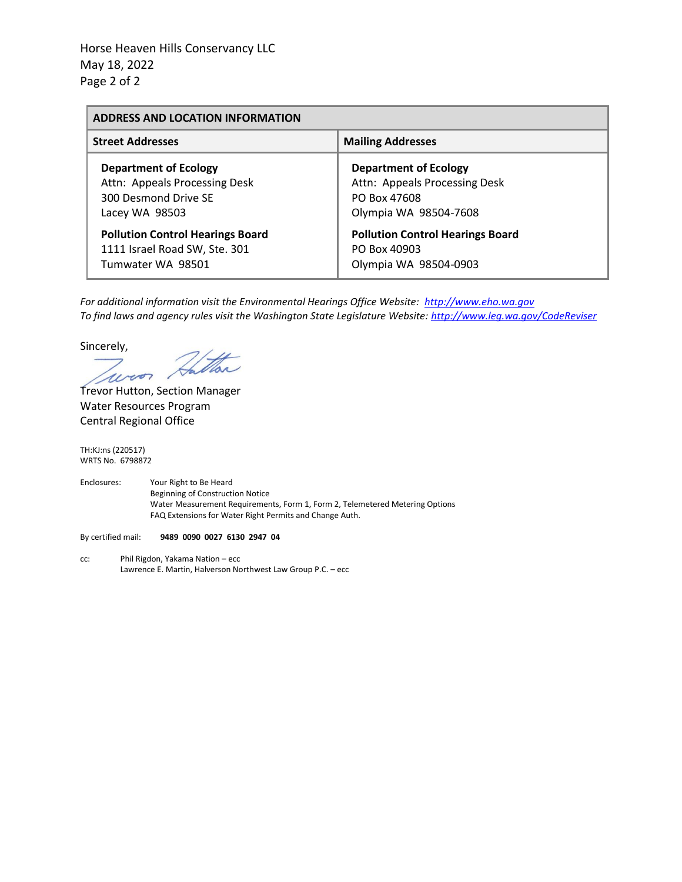| ADDRESS AND LOCATION INFORMATION | |
|---|---|
| **Street Addresses** | **Mailing Addresses** |
| **Department of Ecology**<br>Attn: Appeals Processing Desk<br>300 Desmond Drive SE<br>Lacey WA 98503 | **Department of Ecology**<br>Attn: Appeals Processing Desk<br>PO Box 47608<br>Olympia WA 98504-7608 |
| **Pollution Control Hearings Board**<br>1111 Israel Road SW, Ste. 301<br>Tumwater WA 98501 | **Pollution Control Hearings Board**<br>PO Box 40903<br>Olympia WA 98504-0903 |

*For additional information visit the Environmental Hearings Office Website: [http://www.eho.wa.gov](http://www.eho.wa.gov)*
*To find laws and agency rules visit the Washington State Legislature Website: [http://www.leg.wa.gov/CodeReviser](http://www.leg.wa.gov/CodeReviser)*

Sincerely,

Trevor Hutton, Section Manager
Water Resources Program
Central Regional Office

TH:KJ:ns (220517)
WRTS No. 6798872

Enclosures: Your Right to Be Heard
Beginning of Construction Notice
Water Measurement Requirements, Form 1, Form 2, Telemetered Metering Options
FAQ Extensions for Water Right Permits and Change Auth.

By certified mail: **9489 0090 0027 6130 2947 04**

cc: Phil Rigdon, Yakama Nation – ecc
Lawrence E. Martin, Halverson Northwest Law Group P.C. – ecc